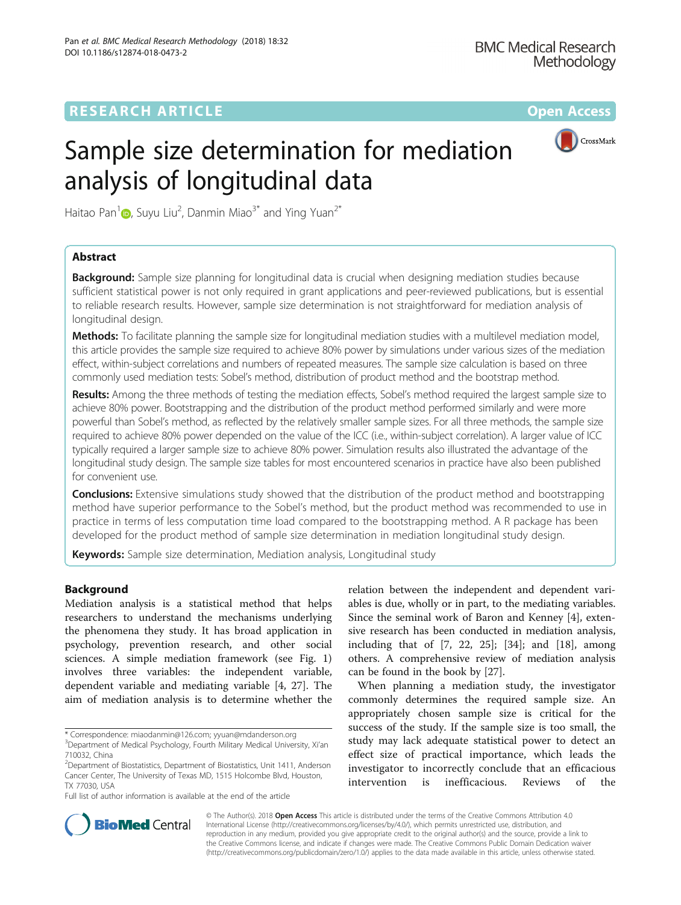RESEARCH ARTICLE

Open Access

# Sample size determination for mediation analysis of longitudinal data

Haitao Pan[1], Suyu Liu[2], Danmin Miao[3*] and Ying Yuan[2*]

## Abstract

**Background:** Sample size planning for longitudinal data is crucial when designing mediation studies because sufficient statistical power is not only required in grant applications and peer-reviewed publications, but is essential to reliable research results. However, sample size determination is not straightforward for mediation analysis of longitudinal design.

**Methods:** To facilitate planning the sample size for longitudinal mediation studies with a multilevel mediation model, this article provides the sample size required to achieve 80% power by simulations under various sizes of the mediation effect, within-subject correlations and numbers of repeated measures. The sample size calculation is based on three commonly used mediation tests: Sobel's method, distribution of product method and the bootstrap method.

**Results:** Among the three methods of testing the mediation effects, Sobel's method required the largest sample size to achieve 80% power. Bootstrapping and the distribution of the product method performed similarly and were more powerful than Sobel's method, as reflected by the relatively smaller sample sizes. For all three methods, the sample size required to achieve 80% power depended on the value of the ICC (i.e., within-subject correlation). A larger value of ICC typically required a larger sample size to achieve 80% power. Simulation results also illustrated the advantage of the longitudinal study design. The sample size tables for most encountered scenarios in practice have also been published for convenient use.

**Conclusions:** Extensive simulations study showed that the distribution of the product method and bootstrapping method have superior performance to the Sobel's method, but the product method was recommended to use in practice in terms of less computation time load compared to the bootstrapping method. A R package has been developed for the product method of sample size determination in mediation longitudinal study design.

**Keywords:** Sample size determination, Mediation analysis, Longitudinal study

## Background

Mediation analysis is a statistical method that helps researchers to understand the mechanisms underlying the phenomena they study. It has broad application in psychology, prevention research, and other social sciences. A simple mediation framework (see Fig. 1) involves three variables: the independent variable, dependent variable and mediating variable [4, 27]. The aim of mediation analysis is to determine whether the relation between the independent and dependent variables is due, wholly or in part, to the mediating variables. Since the seminal work of Baron and Kenney [4], extensive research has been conducted in mediation analysis, including that of [7, 22, 25]; [34]; and [18], among others. A comprehensive review of mediation analysis can be found in the book by [27].

When planning a mediation study, the investigator commonly determines the required sample size. An appropriately chosen sample size is critical for the success of the study. If the sample size is too small, the study may lack adequate statistical power to detect an effect size of practical importance, which leads the investigator to incorrectly conclude that an efficacious intervention is inefficacious. Reviews of the

\* Correspondence: miaodanmin@126.com; yyuan@mdanderson.org
[3]Department of Medical Psychology, Fourth Military Medical University, Xi'an 710032, China
[2]Department of Biostatistics, Department of Biostatistics, Unit 1411, Anderson Cancer Center, The University of Texas MD, 1515 Holcombe Blvd, Houston, TX 77030, USA
Full list of author information is available at the end of the article

© The Author(s). 2018 **Open Access** This article is distributed under the terms of the Creative Commons Attribution 4.0 International License (http://creativecommons.org/licenses/by/4.0/), which permits unrestricted use, distribution, and reproduction in any medium, provided you give appropriate credit to the original author(s) and the source, provide a link to the Creative Commons license, and indicate if changes were made. The Creative Commons Public Domain Dedication waiver (http://creativecommons.org/publicdomain/zero/1.0/) applies to the data made available in this article, unless otherwise stated.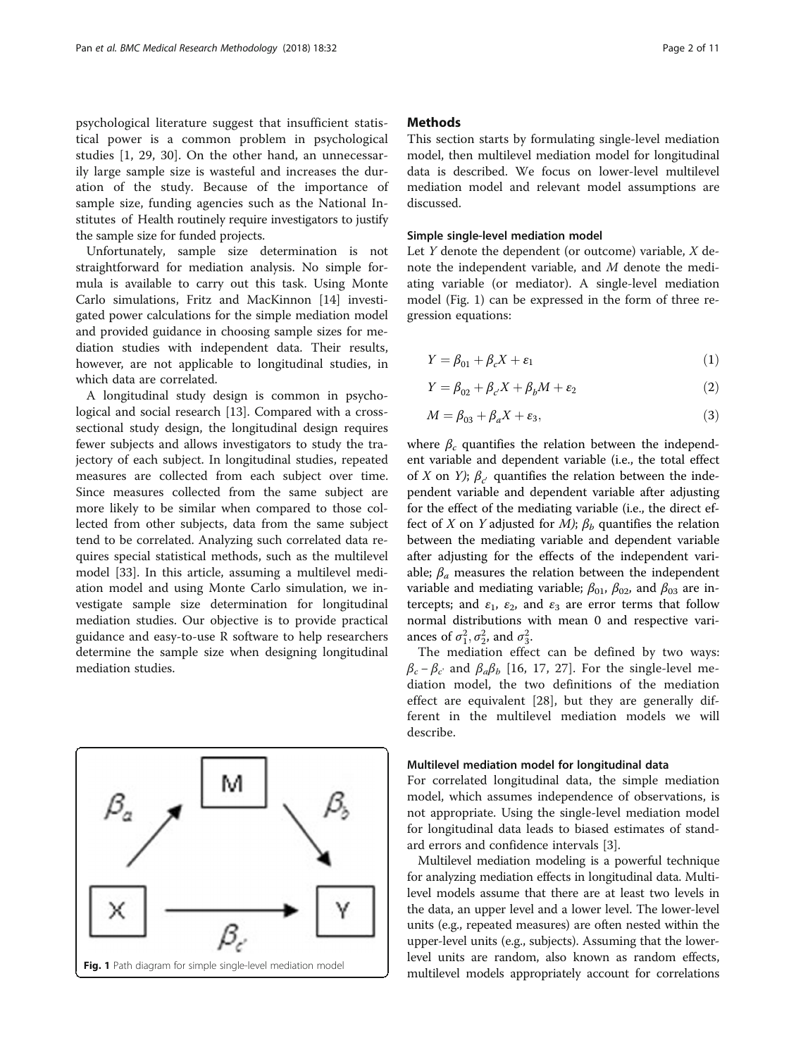psychological literature suggest that insufficient statistical power is a common problem in psychological studies [1, 29, 30]. On the other hand, an unnecessarily large sample size is wasteful and increases the duration of the study. Because of the importance of sample size, funding agencies such as the National Institutes of Health routinely require investigators to justify the sample size for funded projects.

Unfortunately, sample size determination is not straightforward for mediation analysis. No simple formula is available to carry out this task. Using Monte Carlo simulations, Fritz and MacKinnon [14] investigated power calculations for the simple mediation model and provided guidance in choosing sample sizes for mediation studies with independent data. Their results, however, are not applicable to longitudinal studies, in which data are correlated.

A longitudinal study design is common in psychological and social research [13]. Compared with a cross-sectional study design, the longitudinal design requires fewer subjects and allows investigators to study the trajectory of each subject. In longitudinal studies, repeated measures are collected from each subject over time. Since measures collected from the same subject are more likely to be similar when compared to those collected from other subjects, data from the same subject tend to be correlated. Analyzing such correlated data requires special statistical methods, such as the multilevel model [33]. In this article, assuming a multilevel mediation model and using Monte Carlo simulation, we investigate sample size determination for longitudinal mediation studies. Our objective is to provide practical guidance and easy-to-use R software to help researchers determine the sample size when designing longitudinal mediation studies.

Fig. 1 Path diagram for simple single-level mediation model

## Methods

This section starts by formulating single-level mediation model, then multilevel mediation model for longitudinal data is described. We focus on lower-level multilevel mediation model and relevant model assumptions are discussed.

### Simple single-level mediation model

Let $Y$ denote the dependent (or outcome) variable, $X$ denote the independent variable, and $M$ denote the mediating variable (or mediator). A single-level mediation model (Fig. 1) can be expressed in the form of three regression equations:

$$Y = \beta_{01} + \beta_c X + \varepsilon_1 \tag{1}$$

$$Y = \beta_{02} + \beta_{c'} X + \beta_b M + \varepsilon_2 \tag{2}$$

$$M = \beta_{03} + \beta_a X + \varepsilon_3, \tag{3}$$

where $\beta_c$ quantifies the relation between the independent variable and dependent variable (i.e., the total effect of $X$ on $Y$); $\beta_{c'}$ quantifies the relation between the independent variable and dependent variable after adjusting for the effect of the mediating variable (i.e., the direct effect of $X$ on $Y$ adjusted for $M$); $\beta_b$ quantifies the relation between the mediating variable and dependent variable after adjusting for the effects of the independent variable; $\beta_a$ measures the relation between the independent variable and mediating variable; $\beta_{01}$, $\beta_{02}$, and $\beta_{03}$ are intercepts; and $\varepsilon_1$, $\varepsilon_2$, and $\varepsilon_3$ are error terms that follow normal distributions with mean 0 and respective variances of $\sigma_1^2, \sigma_2^2$, and $\sigma_3^2$.

The mediation effect can be defined by two ways: $\beta_c - \beta_{c'}$ and $\beta_a\beta_b$ [16, 17, 27]. For the single-level mediation model, the two definitions of the mediation effect are equivalent [28], but they are generally different in the multilevel mediation models we will describe.

### Multilevel mediation model for longitudinal data

For correlated longitudinal data, the simple mediation model, which assumes independence of observations, is not appropriate. Using the single-level mediation model for longitudinal data leads to biased estimates of standard errors and confidence intervals [3].

Multilevel mediation modeling is a powerful technique for analyzing mediation effects in longitudinal data. Multilevel models assume that there are at least two levels in the data, an upper level and a lower level. The lower-level units (e.g., repeated measures) are often nested within the upper-level units (e.g., subjects). Assuming that the lower-level units are random, also known as random effects, multilevel models appropriately account for correlations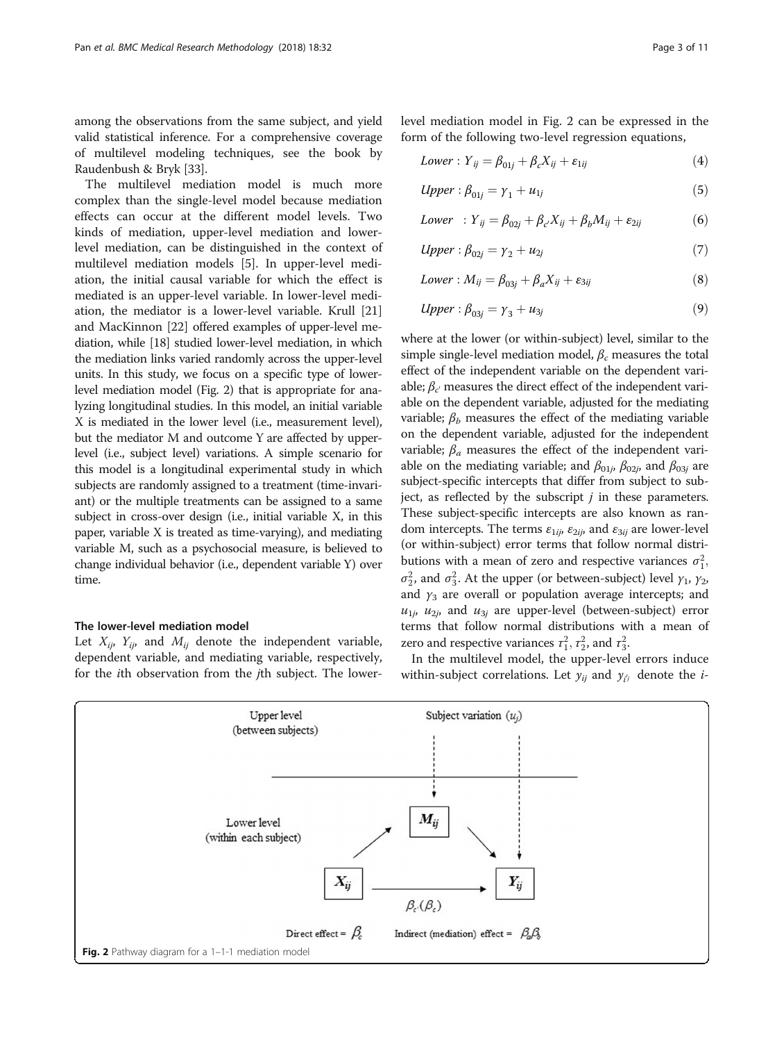among the observations from the same subject, and yield valid statistical inference. For a comprehensive coverage of multilevel modeling techniques, see the book by Raudenbush & Bryk [33].

The multilevel mediation model is much more complex than the single-level model because mediation effects can occur at the different model levels. Two kinds of mediation, upper-level mediation and lower-level mediation, can be distinguished in the context of multilevel mediation models [5]. In upper-level mediation, the initial causal variable for which the effect is mediated is an upper-level variable. In lower-level mediation, the mediator is a lower-level variable. Krull [21] and MacKinnon [22] offered examples of upper-level mediation, while [18] studied lower-level mediation, in which the mediation links varied randomly across the upper-level units. In this study, we focus on a specific type of lower-level mediation model (Fig. 2) that is appropriate for analyzing longitudinal studies. In this model, an initial variable X is mediated in the lower level (i.e., measurement level), but the mediator M and outcome Y are affected by upper-level (i.e., subject level) variations. A simple scenario for this model is a longitudinal experimental study in which subjects are randomly assigned to a treatment (time-invariant) or the multiple treatments can be assigned to a same subject in cross-over design (i.e., initial variable X, in this paper, variable X is treated as time-varying), and mediating variable M, such as a psychosocial measure, is believed to change individual behavior (i.e., dependent variable Y) over time.

### The lower-level mediation model

Let $X_{ij}$, $Y_{ij}$, and $M_{ij}$ denote the independent variable, dependent variable, and mediating variable, respectively, for the $i$th observation from the $j$th subject. The lower-level mediation model in Fig. 2 can be expressed in the form of the following two-level regression equations,

$$Lower: Y_{ij} = \beta_{01j} + \beta_c X_{ij} + \varepsilon_{1ij} \tag{4}$$

$$Upper: \beta_{01j} = \gamma_1 + u_{1j} \tag{5}$$

$$Lower: Y_{ij} = \beta_{02j} + \beta_{c'} X_{ij} + \beta_b M_{ij} + \varepsilon_{2ij} \tag{6}$$

$$Upper: \beta_{02j} = \gamma_2 + u_{2j} \tag{7}$$

$$Lower: M_{ij} = \beta_{03j} + \beta_a X_{ij} + \varepsilon_{3ij} \tag{8}$$

$$Upper: \beta_{03j} = \gamma_3 + u_{3j} \tag{9}$$

where at the lower (or within-subject) level, similar to the simple single-level mediation model, $\beta_c$ measures the total effect of the independent variable on the dependent variable; $\beta_{c'}$ measures the direct effect of the independent variable on the dependent variable, adjusted for the mediating variable; $\beta_b$ measures the effect of the mediating variable on the dependent variable, adjusted for the independent variable; $\beta_a$ measures the effect of the independent variable on the mediating variable; and $\beta_{01j}$, $\beta_{02j}$, and $\beta_{03j}$ are subject-specific intercepts that differ from subject to subject, as reflected by the subscript $j$ in these parameters. These subject-specific intercepts are also known as random intercepts. The terms $\varepsilon_{1ij}$, $\varepsilon_{2ij}$, and $\varepsilon_{3ij}$ are lower-level (or within-subject) error terms that follow normal distributions with a mean of zero and respective variances $\sigma_1^2$, $\sigma_2^2$, and $\sigma_3^2$. At the upper (or between-subject) level $\gamma_1$, $\gamma_2$, and $\gamma_3$ are overall or population average intercepts; and $u_{1j}$, $u_{2j}$, and $u_{3j}$ are upper-level (between-subject) error terms that follow normal distributions with a mean of zero and respective variances $\tau_1^2, \tau_2^2$, and $\tau_3^2$.

In the multilevel model, the upper-level errors induce within-subject correlations. Let $y_{ij}$ and $y_{i'j}$ denote the $i$-

Fig. 2 Pathway diagram for a 1–1-1 mediation model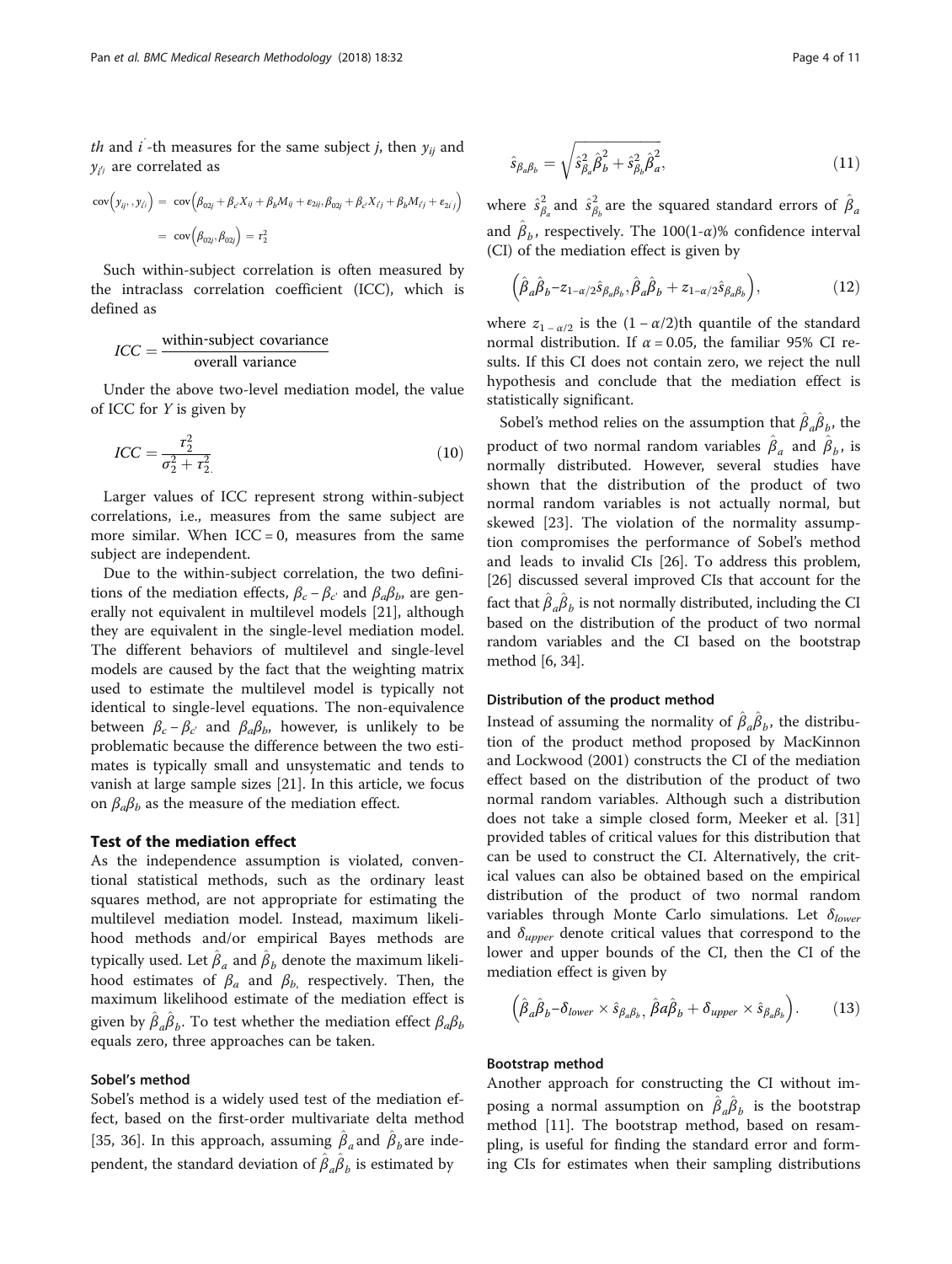*th* and $i'$-th measures for the same subject $j$, then $y_{ij}$ and $y_{i'j}$ are correlated as

$$\begin{aligned}\text{cov}\left(y_{ij}, y_{i'j}\right) &= \text{cov}\left(\beta_{02j}+\beta_{c'}X_{ij}+\beta_b M_{ij}+\varepsilon_{2ij}, \beta_{02j}+\beta_{c'}X_{i'j}+\beta_b M_{i'j}+\varepsilon_{2i'j}\right)\\ &= \text{cov}\left(\beta_{02j}, \beta_{02j}\right) = \tau_2^2\end{aligned}$$

Such within-subject correlation is often measured by the intraclass correlation coefficient (ICC), which is defined as

$$ICC = \frac{\text{within-subject covariance}}{\text{overall variance}}$$

Under the above two-level mediation model, the value of ICC for $Y$ is given by

$$ICC = \frac{\tau_2^2}{\sigma_2^2 + \tau_2^2} \tag{10}$$

Larger values of ICC represent strong within-subject correlations, i.e., measures from the same subject are more similar. When ICC = 0, measures from the same subject are independent.

Due to the within-subject correlation, the two definitions of the mediation effects, $\beta_c - \beta_{c'}$ and $\beta_a\beta_b$, are generally not equivalent in multilevel models [21], although they are equivalent in the single-level mediation model. The different behaviors of multilevel and single-level models are caused by the fact that the weighting matrix used to estimate the multilevel model is typically not identical to single-level equations. The non-equivalence between $\beta_c - \beta_{c'}$ and $\beta_a\beta_b$, however, is unlikely to be problematic because the difference between the two estimates is typically small and unsystematic and tends to vanish at large sample sizes [21]. In this article, we focus on $\beta_a\beta_b$ as the measure of the mediation effect.

## Test of the mediation effect

As the independence assumption is violated, conventional statistical methods, such as the ordinary least squares method, are not appropriate for estimating the multilevel mediation model. Instead, maximum likelihood methods and/or empirical Bayes methods are typically used. Let $\hat{\beta}_a$ and $\hat{\beta}_b$ denote the maximum likelihood estimates of $\beta_a$ and $\beta_b$, respectively. Then, the maximum likelihood estimate of the mediation effect is given by $\hat{\beta}_a\hat{\beta}_b$. To test whether the mediation effect $\beta_a\beta_b$ equals zero, three approaches can be taken.

### Sobel's method

Sobel's method is a widely used test of the mediation effect, based on the first-order multivariate delta method [35, 36]. In this approach, assuming $\hat{\beta}_a$ and $\hat{\beta}_b$ are independent, the standard deviation of $\hat{\beta}_a\hat{\beta}_b$ is estimated by

$$\hat{s}_{\beta_a\beta_b} = \sqrt{\hat{s}^2_{\beta_a}\hat{\beta}_b^2 + \hat{s}^2_{\beta_b}\hat{\beta}_a^2}, \tag{11}$$

where $\hat{s}^2_{\beta_a}$ and $\hat{s}^2_{\beta_b}$ are the squared standard errors of $\hat{\beta}_a$ and $\hat{\beta}_b$, respectively. The 100(1-$\alpha$)% confidence interval (CI) of the mediation effect is given by

$$\left(\hat{\beta}_a\hat{\beta}_b - z_{1-\alpha/2}\hat{s}_{\beta_a\beta_b}, \hat{\beta}_a\hat{\beta}_b + z_{1-\alpha/2}\hat{s}_{\beta_a\beta_b}\right), \tag{12}$$

where $z_{1-\alpha/2}$ is the $(1-\alpha/2)$th quantile of the standard normal distribution. If $\alpha = 0.05$, the familiar 95% CI results. If this CI does not contain zero, we reject the null hypothesis and conclude that the mediation effect is statistically significant.

Sobel's method relies on the assumption that $\hat{\beta}_a\hat{\beta}_b$, the product of two normal random variables $\hat{\beta}_a$ and $\hat{\beta}_b$, is normally distributed. However, several studies have shown that the distribution of the product of two normal random variables is not actually normal, but skewed [23]. The violation of the normality assumption compromises the performance of Sobel's method and leads to invalid CIs [26]. To address this problem, [26] discussed several improved CIs that account for the fact that $\hat{\beta}_a\hat{\beta}_b$ is not normally distributed, including the CI based on the distribution of the product of two normal random variables and the CI based on the bootstrap method [6, 34].

### Distribution of the product method

Instead of assuming the normality of $\hat{\beta}_a\hat{\beta}_b$, the distribution of the product method proposed by MacKinnon and Lockwood (2001) constructs the CI of the mediation effect based on the distribution of the product of two normal random variables. Although such a distribution does not take a simple closed form, Meeker et al. [31] provided tables of critical values for this distribution that can be used to construct the CI. Alternatively, the critical values can also be obtained based on the empirical distribution of the product of two normal random variables through Monte Carlo simulations. Let $\delta_{lower}$ and $\delta_{upper}$ denote critical values that correspond to the lower and upper bounds of the CI, then the CI of the mediation effect is given by

$$\left(\hat{\beta}_a\hat{\beta}_b - \delta_{lower} \times \hat{s}_{\beta_a\beta_b}, \hat{\beta}a\hat{\beta}_b + \delta_{upper} \times \hat{s}_{\beta_a\beta_b}\right). \tag{13}$$

### Bootstrap method

Another approach for constructing the CI without imposing a normal assumption on $\hat{\beta}_a\hat{\beta}_b$ is the bootstrap method [11]. The bootstrap method, based on resampling, is useful for finding the standard error and forming CIs for estimates when their sampling distributions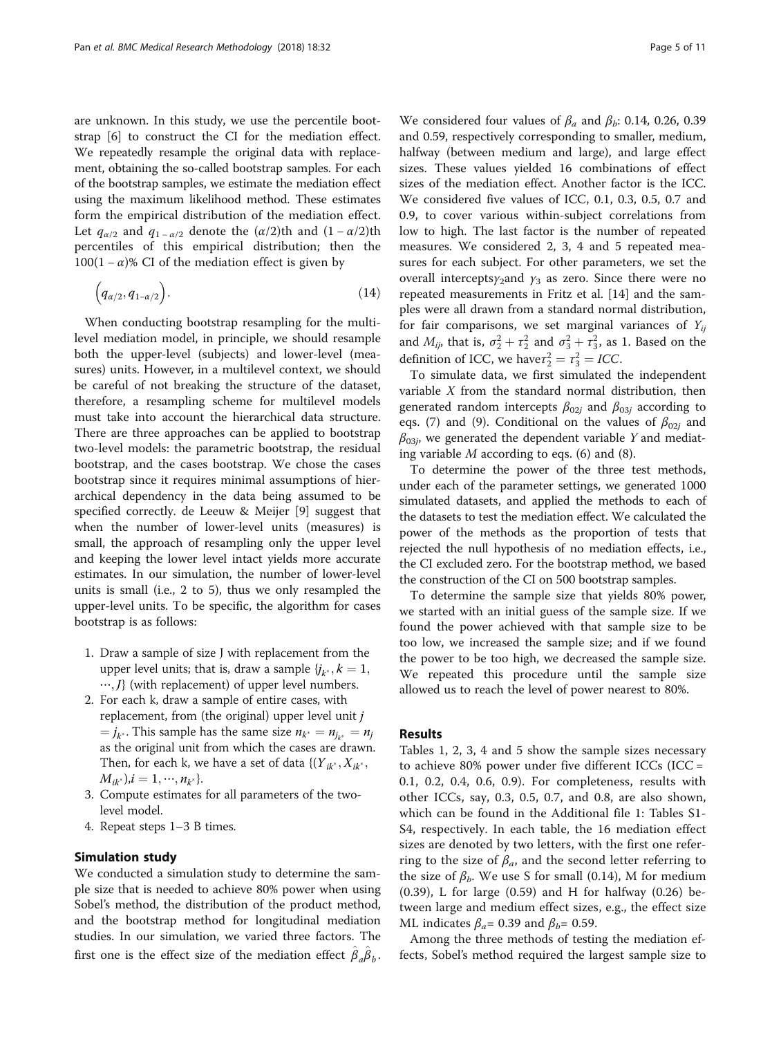are unknown. In this study, we use the percentile bootstrap [6] to construct the CI for the mediation effect. We repeatedly resample the original data with replacement, obtaining the so-called bootstrap samples. For each of the bootstrap samples, we estimate the mediation effect using the maximum likelihood method. These estimates form the empirical distribution of the mediation effect. Let $q_{\alpha/2}$ and $q_{1-\alpha/2}$ denote the $(\alpha/2)$th and $(1-\alpha/2)$th percentiles of this empirical distribution; then the $100(1-\alpha)\%$ CI of the mediation effect is given by

$$\left(q_{\alpha/2}, q_{1-\alpha/2}\right). \tag{14}$$

When conducting bootstrap resampling for the multilevel mediation model, in principle, we should resample both the upper-level (subjects) and lower-level (measures) units. However, in a multilevel context, we should be careful of not breaking the structure of the dataset, therefore, a resampling scheme for multilevel models must take into account the hierarchical data structure. There are three approaches can be applied to bootstrap two-level models: the parametric bootstrap, the residual bootstrap, and the cases bootstrap. We chose the cases bootstrap since it requires minimal assumptions of hierarchical dependency in the data being assumed to be specified correctly. de Leeuw & Meijer [9] suggest that when the number of lower-level units (measures) is small, the approach of resampling only the upper level and keeping the lower level intact yields more accurate estimates. In our simulation, the number of lower-level units is small (i.e., 2 to 5), thus we only resampled the upper-level units. To be specific, the algorithm for cases bootstrap is as follows:

1. Draw a sample of size J with replacement from the upper level units; that is, draw a sample $\{j_{k^*}, k = 1, \cdots, J\}$ (with replacement) of upper level numbers.
2. For each k, draw a sample of entire cases, with replacement, from (the original) upper level unit $j = j_{k^*}$. This sample has the same size $n_{k^*} = n_{j_{k^*}} = n_j$ as the original unit from which the cases are drawn. Then, for each k, we have a set of data $\{(Y_{ik^*}, X_{ik^*}, M_{ik^*}), i = 1, \cdots, n_{k^*}\}$.
3. Compute estimates for all parameters of the two-level model.
4. Repeat steps 1–3 B times.

## Simulation study

We conducted a simulation study to determine the sample size that is needed to achieve 80% power when using Sobel's method, the distribution of the product method, and the bootstrap method for longitudinal mediation studies. In our simulation, we varied three factors. The first one is the effect size of the mediation effect $\hat{\beta}_a\hat{\beta}_b$. We considered four values of $\beta_a$ and $\beta_b$: 0.14, 0.26, 0.39 and 0.59, respectively corresponding to smaller, medium, halfway (between medium and large), and large effect sizes. These values yielded 16 combinations of effect sizes of the mediation effect. Another factor is the ICC. We considered five values of ICC, 0.1, 0.3, 0.5, 0.7 and 0.9, to cover various within-subject correlations from low to high. The last factor is the number of repeated measures. We considered 2, 3, 4 and 5 repeated measures for each subject. For other parameters, we set the overall intercepts $\gamma_2$ and $\gamma_3$ as zero. Since there were no repeated measurements in Fritz et al. [14] and the samples were all drawn from a standard normal distribution, for fair comparisons, we set marginal variances of $Y_{ij}$ and $M_{ij}$, that is, $\sigma_2^2 + \tau_2^2$ and $\sigma_3^2 + \tau_3^2$, as 1. Based on the definition of ICC, we have $\tau_2^2 = \tau_3^2 = ICC$.

To simulate data, we first simulated the independent variable $X$ from the standard normal distribution, then generated random intercepts $\beta_{02j}$ and $\beta_{03j}$ according to eqs. (7) and (9). Conditional on the values of $\beta_{02j}$ and $\beta_{03j}$, we generated the dependent variable $Y$ and mediating variable $M$ according to eqs. (6) and (8).

To determine the power of the three test methods, under each of the parameter settings, we generated 1000 simulated datasets, and applied the methods to each of the datasets to test the mediation effect. We calculated the power of the methods as the proportion of tests that rejected the null hypothesis of no mediation effects, i.e., the CI excluded zero. For the bootstrap method, we based the construction of the CI on 500 bootstrap samples.

To determine the sample size that yields 80% power, we started with an initial guess of the sample size. If we found the power achieved with that sample size to be too low, we increased the sample size; and if we found the power to be too high, we decreased the sample size. We repeated this procedure until the sample size allowed us to reach the level of power nearest to 80%.

## Results

Tables 1, 2, 3, 4 and 5 show the sample sizes necessary to achieve 80% power under five different ICCs (ICC = 0.1, 0.2, 0.4, 0.6, 0.9). For completeness, results with other ICCs, say, 0.3, 0.5, 0.7, and 0.8, are also shown, which can be found in the Additional file 1: Tables S1-S4, respectively. In each table, the 16 mediation effect sizes are denoted by two letters, with the first one referring to the size of $\beta_a$, and the second letter referring to the size of $\beta_b$. We use S for small (0.14), M for medium (0.39), L for large (0.59) and H for halfway (0.26) between large and medium effect sizes, e.g., the effect size ML indicates $\beta_a$= 0.39 and $\beta_b$= 0.59.

Among the three methods of testing the mediation effects, Sobel's method required the largest sample size to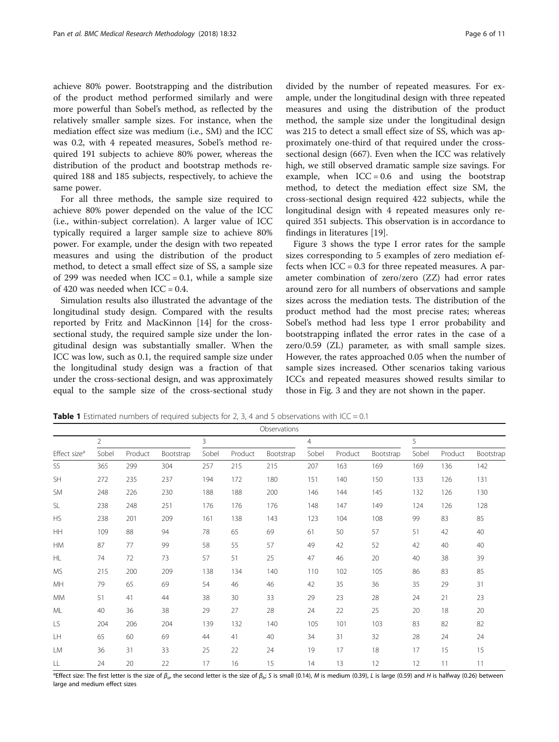achieve 80% power. Bootstrapping and the distribution of the product method performed similarly and were more powerful than Sobel's method, as reflected by the relatively smaller sample sizes. For instance, when the mediation effect size was medium (i.e., SM) and the ICC was 0.2, with 4 repeated measures, Sobel's method required 191 subjects to achieve 80% power, whereas the distribution of the product and bootstrap methods required 188 and 185 subjects, respectively, to achieve the same power.

For all three methods, the sample size required to achieve 80% power depended on the value of the ICC (i.e., within-subject correlation). A larger value of ICC typically required a larger sample size to achieve 80% power. For example, under the design with two repeated measures and using the distribution of the product method, to detect a small effect size of SS, a sample size of 299 was needed when ICC = 0.1, while a sample size of 420 was needed when ICC = 0.4.

Simulation results also illustrated the advantage of the longitudinal study design. Compared with the results reported by Fritz and MacKinnon [14] for the cross-sectional study, the required sample size under the longitudinal design was substantially smaller. When the ICC was low, such as 0.1, the required sample size under the longitudinal study design was a fraction of that under the cross-sectional design, and was approximately equal to the sample size of the cross-sectional study divided by the number of repeated measures. For example, under the longitudinal design with three repeated measures and using the distribution of the product method, the sample size under the longitudinal design was 215 to detect a small effect size of SS, which was approximately one-third of that required under the cross-sectional design (667). Even when the ICC was relatively high, we still observed dramatic sample size savings. For example, when ICC = 0.6 and using the bootstrap method, to detect the mediation effect size SM, the cross-sectional design required 422 subjects, while the longitudinal design with 4 repeated measures only required 351 subjects. This observation is in accordance to findings in literatures [19].

Figure 3 shows the type I error rates for the sample sizes corresponding to 5 examples of zero mediation effects when ICC = 0.3 for three repeated measures. A parameter combination of zero/zero (ZZ) had error rates around zero for all numbers of observations and sample sizes across the mediation tests. The distribution of the product method had the most precise rates; whereas Sobel's method had less type I error probability and bootstrapping inflated the error rates in the case of a zero/0.59 (ZL) parameter, as with small sample sizes. However, the rates approached 0.05 when the number of sample sizes increased. Other scenarios taking various ICCs and repeated measures showed results similar to those in Fig. 3 and they are not shown in the paper.

**Table 1** Estimated numbers of required subjects for 2, 3, 4 and 5 observations with ICC = 0.1

| | Observations | | | | | | | | | | | |
|---|---|---|---|---|---|---|---|---|---|---|---|---|
| | 2 | | | 3 | | | 4 | | | 5 | | |
| Effect size[a] | Sobel | Product | Bootstrap | Sobel | Product | Bootstrap | Sobel | Product | Bootstrap | Sobel | Product | Bootstrap |
| SS | 365 | 299 | 304 | 257 | 215 | 215 | 207 | 163 | 169 | 169 | 136 | 142 |
| SH | 272 | 235 | 237 | 194 | 172 | 180 | 151 | 140 | 150 | 133 | 126 | 131 |
| SM | 248 | 226 | 230 | 188 | 188 | 200 | 146 | 144 | 145 | 132 | 126 | 130 |
| SL | 238 | 248 | 251 | 176 | 176 | 176 | 148 | 147 | 149 | 124 | 126 | 128 |
| HS | 238 | 201 | 209 | 161 | 138 | 143 | 123 | 104 | 108 | 99 | 83 | 85 |
| HH | 109 | 88 | 94 | 78 | 65 | 69 | 61 | 50 | 57 | 51 | 42 | 40 |
| HM | 87 | 77 | 99 | 58 | 55 | 57 | 49 | 42 | 52 | 42 | 40 | 40 |
| HL | 74 | 72 | 73 | 57 | 51 | 25 | 47 | 46 | 20 | 40 | 38 | 39 |
| MS | 215 | 200 | 209 | 138 | 134 | 140 | 110 | 102 | 105 | 86 | 83 | 85 |
| MH | 79 | 65 | 69 | 54 | 46 | 46 | 42 | 35 | 36 | 35 | 29 | 31 |
| MM | 51 | 41 | 44 | 38 | 30 | 33 | 29 | 23 | 28 | 24 | 21 | 23 |
| ML | 40 | 36 | 38 | 29 | 27 | 28 | 24 | 22 | 25 | 20 | 18 | 20 |
| LS | 204 | 206 | 204 | 139 | 132 | 140 | 105 | 101 | 103 | 83 | 82 | 82 |
| LH | 65 | 60 | 69 | 44 | 41 | 40 | 34 | 31 | 32 | 28 | 24 | 24 |
| LM | 36 | 31 | 33 | 25 | 22 | 24 | 19 | 17 | 18 | 17 | 15 | 15 |
| LL | 24 | 20 | 22 | 17 | 16 | 15 | 14 | 13 | 12 | 12 | 11 | 11 |

[a]Effect size: The first letter is the size of $\beta_a$, the second letter is the size of $\beta_b$; *S* is small (0.14), *M* is medium (0.39), *L* is large (0.59) and *H* is halfway (0.26) between large and medium effect sizes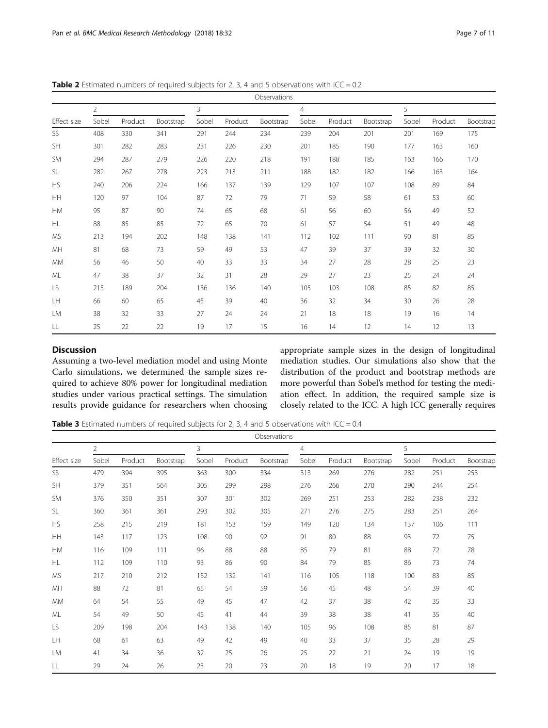**Table 2** Estimated numbers of required subjects for 2, 3, 4 and 5 observations with ICC = 0.2

| | Observations | | | | | | | | | | | |
|---|---|---|---|---|---|---|---|---|---|---|---|---|
| | 2 | | | 3 | | | 4 | | | 5 | | |
| Effect size | Sobel | Product | Bootstrap | Sobel | Product | Bootstrap | Sobel | Product | Bootstrap | Sobel | Product | Bootstrap |
| SS | 408 | 330 | 341 | 291 | 244 | 234 | 239 | 204 | 201 | 201 | 169 | 175 |
| SH | 301 | 282 | 283 | 231 | 226 | 230 | 201 | 185 | 190 | 177 | 163 | 160 |
| SM | 294 | 287 | 279 | 226 | 220 | 218 | 191 | 188 | 185 | 163 | 166 | 170 |
| SL | 282 | 267 | 278 | 223 | 213 | 211 | 188 | 182 | 182 | 166 | 163 | 164 |
| HS | 240 | 206 | 224 | 166 | 137 | 139 | 129 | 107 | 107 | 108 | 89 | 84 |
| HH | 120 | 97 | 104 | 87 | 72 | 79 | 71 | 59 | 58 | 61 | 53 | 60 |
| HM | 95 | 87 | 90 | 74 | 65 | 68 | 61 | 56 | 60 | 56 | 49 | 52 |
| HL | 88 | 85 | 85 | 72 | 65 | 70 | 61 | 57 | 54 | 51 | 49 | 48 |
| MS | 213 | 194 | 202 | 148 | 138 | 141 | 112 | 102 | 111 | 90 | 81 | 85 |
| MH | 81 | 68 | 73 | 59 | 49 | 53 | 47 | 39 | 37 | 39 | 32 | 30 |
| MM | 56 | 46 | 50 | 40 | 33 | 33 | 34 | 27 | 28 | 28 | 25 | 23 |
| ML | 47 | 38 | 37 | 32 | 31 | 28 | 29 | 27 | 23 | 25 | 24 | 24 |
| LS | 215 | 189 | 204 | 136 | 136 | 140 | 105 | 103 | 108 | 85 | 82 | 85 |
| LH | 66 | 60 | 65 | 45 | 39 | 40 | 36 | 32 | 34 | 30 | 26 | 28 |
| LM | 38 | 32 | 33 | 27 | 24 | 24 | 21 | 18 | 18 | 19 | 16 | 14 |
| LL | 25 | 22 | 22 | 19 | 17 | 15 | 16 | 14 | 12 | 14 | 12 | 13 |

## Discussion

Assuming a two-level mediation model and using Monte Carlo simulations, we determined the sample sizes required to achieve 80% power for longitudinal mediation studies under various practical settings. The simulation results provide guidance for researchers when choosing appropriate sample sizes in the design of longitudinal mediation studies. Our simulations also show that the distribution of the product and bootstrap methods are more powerful than Sobel's method for testing the mediation effect. In addition, the required sample size is closely related to the ICC. A high ICC generally requires

**Table 3** Estimated numbers of required subjects for 2, 3, 4 and 5 observations with ICC = 0.4

| | Observations | | | | | | | | | | | |
|---|---|---|---|---|---|---|---|---|---|---|---|---|
| | 2 | | | 3 | | | 4 | | | 5 | | |
| Effect size | Sobel | Product | Bootstrap | Sobel | Product | Bootstrap | Sobel | Product | Bootstrap | Sobel | Product | Bootstrap |
| SS | 479 | 394 | 395 | 363 | 300 | 334 | 313 | 269 | 276 | 282 | 251 | 253 |
| SH | 379 | 351 | 564 | 305 | 299 | 298 | 276 | 266 | 270 | 290 | 244 | 254 |
| SM | 376 | 350 | 351 | 307 | 301 | 302 | 269 | 251 | 253 | 282 | 238 | 232 |
| SL | 360 | 361 | 361 | 293 | 302 | 305 | 271 | 276 | 275 | 283 | 251 | 264 |
| HS | 258 | 215 | 219 | 181 | 153 | 159 | 149 | 120 | 134 | 137 | 106 | 111 |
| HH | 143 | 117 | 123 | 108 | 90 | 92 | 91 | 80 | 88 | 93 | 72 | 75 |
| HM | 116 | 109 | 111 | 96 | 88 | 88 | 85 | 79 | 81 | 88 | 72 | 78 |
| HL | 112 | 109 | 110 | 93 | 86 | 90 | 84 | 79 | 85 | 86 | 73 | 74 |
| MS | 217 | 210 | 212 | 152 | 132 | 141 | 116 | 105 | 118 | 100 | 83 | 85 |
| MH | 88 | 72 | 81 | 65 | 54 | 59 | 56 | 45 | 48 | 54 | 39 | 40 |
| MM | 64 | 54 | 55 | 49 | 45 | 47 | 42 | 37 | 38 | 42 | 35 | 33 |
| ML | 54 | 49 | 50 | 45 | 41 | 44 | 39 | 38 | 38 | 41 | 35 | 40 |
| LS | 209 | 198 | 204 | 143 | 138 | 140 | 105 | 96 | 108 | 85 | 81 | 87 |
| LH | 68 | 61 | 63 | 49 | 42 | 49 | 40 | 33 | 37 | 35 | 28 | 29 |
| LM | 41 | 34 | 36 | 32 | 25 | 26 | 25 | 22 | 21 | 24 | 19 | 19 |
| LL | 29 | 24 | 26 | 23 | 20 | 23 | 20 | 18 | 19 | 20 | 17 | 18 |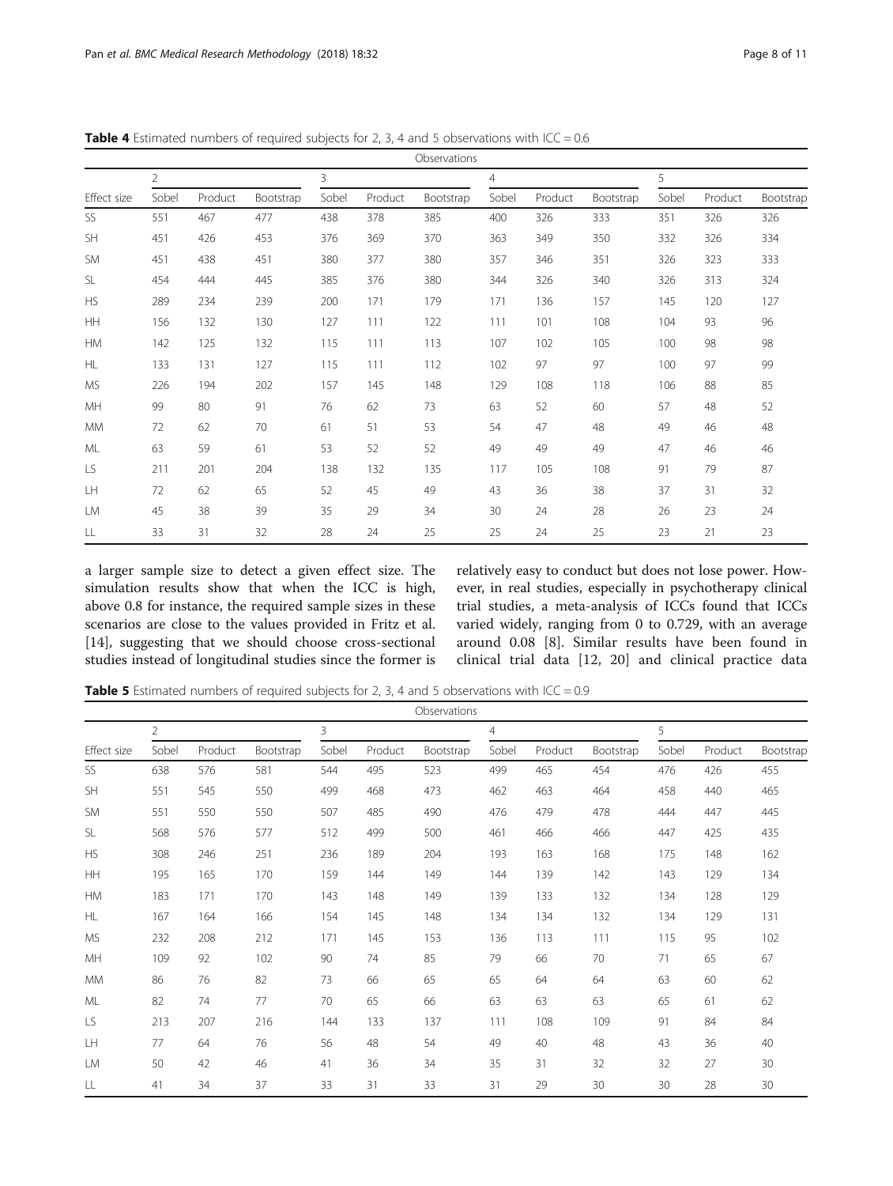**Table 4** Estimated numbers of required subjects for 2, 3, 4 and 5 observations with ICC = 0.6

| | Observations | | | | | | | | | | | |
|---|---|---|---|---|---|---|---|---|---|---|---|---|
| | 2 | | | 3 | | | 4 | | | 5 | | |
| Effect size | Sobel | Product | Bootstrap | Sobel | Product | Bootstrap | Sobel | Product | Bootstrap | Sobel | Product | Bootstrap |
| SS | 551 | 467 | 477 | 438 | 378 | 385 | 400 | 326 | 333 | 351 | 326 | 326 |
| SH | 451 | 426 | 453 | 376 | 369 | 370 | 363 | 349 | 350 | 332 | 326 | 334 |
| SM | 451 | 438 | 451 | 380 | 377 | 380 | 357 | 346 | 351 | 326 | 323 | 333 |
| SL | 454 | 444 | 445 | 385 | 376 | 380 | 344 | 326 | 340 | 326 | 313 | 324 |
| HS | 289 | 234 | 239 | 200 | 171 | 179 | 171 | 136 | 157 | 145 | 120 | 127 |
| HH | 156 | 132 | 130 | 127 | 111 | 122 | 111 | 101 | 108 | 104 | 93 | 96 |
| HM | 142 | 125 | 132 | 115 | 111 | 113 | 107 | 102 | 105 | 100 | 98 | 98 |
| HL | 133 | 131 | 127 | 115 | 111 | 112 | 102 | 97 | 97 | 100 | 97 | 99 |
| MS | 226 | 194 | 202 | 157 | 145 | 148 | 129 | 108 | 118 | 106 | 88 | 85 |
| MH | 99 | 80 | 91 | 76 | 62 | 73 | 63 | 52 | 60 | 57 | 48 | 52 |
| MM | 72 | 62 | 70 | 61 | 51 | 53 | 54 | 47 | 48 | 49 | 46 | 48 |
| ML | 63 | 59 | 61 | 53 | 52 | 52 | 49 | 49 | 49 | 47 | 46 | 46 |
| LS | 211 | 201 | 204 | 138 | 132 | 135 | 117 | 105 | 108 | 91 | 79 | 87 |
| LH | 72 | 62 | 65 | 52 | 45 | 49 | 43 | 36 | 38 | 37 | 31 | 32 |
| LM | 45 | 38 | 39 | 35 | 29 | 34 | 30 | 24 | 28 | 26 | 23 | 24 |
| LL | 33 | 31 | 32 | 28 | 24 | 25 | 25 | 24 | 25 | 23 | 21 | 23 |

a larger sample size to detect a given effect size. The simulation results show that when the ICC is high, above 0.8 for instance, the required sample sizes in these scenarios are close to the values provided in Fritz et al. [14], suggesting that we should choose cross-sectional studies instead of longitudinal studies since the former is relatively easy to conduct but does not lose power. However, in real studies, especially in psychotherapy clinical trial studies, a meta-analysis of ICCs found that ICCs varied widely, ranging from 0 to 0.729, with an average around 0.08 [8]. Similar results have been found in clinical trial data [12, 20] and clinical practice data

**Table 5** Estimated numbers of required subjects for 2, 3, 4 and 5 observations with ICC = 0.9

| | Observations | | | | | | | | | | | |
|---|---|---|---|---|---|---|---|---|---|---|---|---|
| | 2 | | | 3 | | | 4 | | | 5 | | |
| Effect size | Sobel | Product | Bootstrap | Sobel | Product | Bootstrap | Sobel | Product | Bootstrap | Sobel | Product | Bootstrap |
| SS | 638 | 576 | 581 | 544 | 495 | 523 | 499 | 465 | 454 | 476 | 426 | 455 |
| SH | 551 | 545 | 550 | 499 | 468 | 473 | 462 | 463 | 464 | 458 | 440 | 465 |
| SM | 551 | 550 | 550 | 507 | 485 | 490 | 476 | 479 | 478 | 444 | 447 | 445 |
| SL | 568 | 576 | 577 | 512 | 499 | 500 | 461 | 466 | 466 | 447 | 425 | 435 |
| HS | 308 | 246 | 251 | 236 | 189 | 204 | 193 | 163 | 168 | 175 | 148 | 162 |
| HH | 195 | 165 | 170 | 159 | 144 | 149 | 144 | 139 | 142 | 143 | 129 | 134 |
| HM | 183 | 171 | 170 | 143 | 148 | 149 | 139 | 133 | 132 | 134 | 128 | 129 |
| HL | 167 | 164 | 166 | 154 | 145 | 148 | 134 | 134 | 132 | 134 | 129 | 131 |
| MS | 232 | 208 | 212 | 171 | 145 | 153 | 136 | 113 | 111 | 115 | 95 | 102 |
| MH | 109 | 92 | 102 | 90 | 74 | 85 | 79 | 66 | 70 | 71 | 65 | 67 |
| MM | 86 | 76 | 82 | 73 | 66 | 65 | 65 | 64 | 64 | 63 | 60 | 62 |
| ML | 82 | 74 | 77 | 70 | 65 | 66 | 63 | 63 | 63 | 65 | 61 | 62 |
| LS | 213 | 207 | 216 | 144 | 133 | 137 | 111 | 108 | 109 | 91 | 84 | 84 |
| LH | 77 | 64 | 76 | 56 | 48 | 54 | 49 | 40 | 48 | 43 | 36 | 40 |
| LM | 50 | 42 | 46 | 41 | 36 | 34 | 35 | 31 | 32 | 32 | 27 | 30 |
| LL | 41 | 34 | 37 | 33 | 31 | 33 | 31 | 29 | 30 | 30 | 28 | 30 |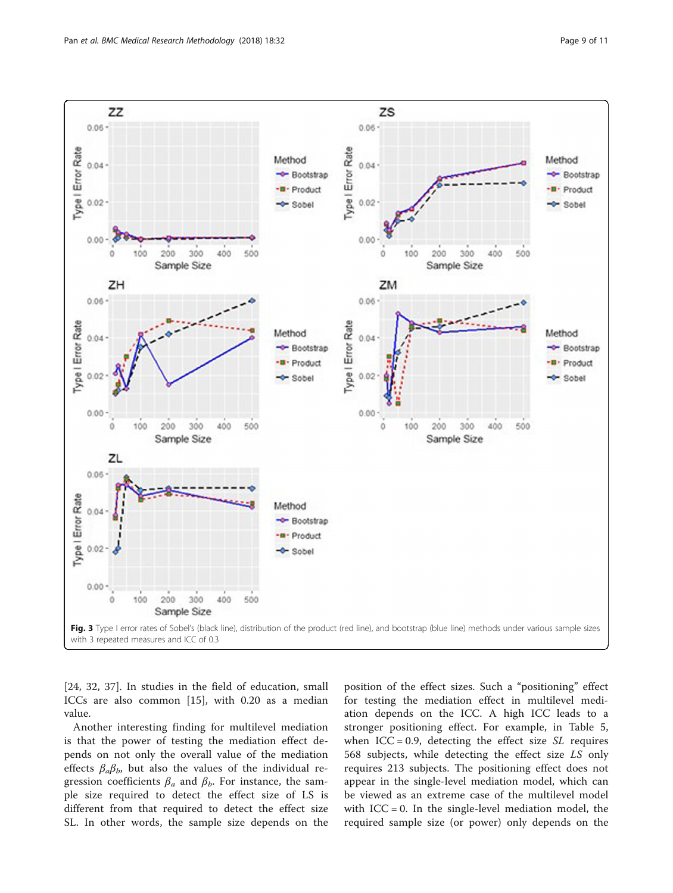**Fig. 3** Type I error rates of Sobel's (black line), distribution of the product (red line), and bootstrap (blue line) methods under various sample sizes with 3 repeated measures and ICC of 0.3

[24, 32, 37]. In studies in the field of education, small ICCs are also common [15], with 0.20 as a median value.

Another interesting finding for multilevel mediation is that the power of testing the mediation effect depends on not only the overall value of the mediation effects $\beta_a\beta_b$, but also the values of the individual regression coefficients $\beta_a$ and $\beta_b$. For instance, the sample size required to detect the effect size of LS is different from that required to detect the effect size SL. In other words, the sample size depends on the position of the effect sizes. Such a "positioning" effect for testing the mediation effect in multilevel mediation depends on the ICC. A high ICC leads to a stronger positioning effect. For example, in Table 5, when ICC = 0.9, detecting the effect size *SL* requires 568 subjects, while detecting the effect size *LS* only requires 213 subjects. The positioning effect does not appear in the single-level mediation model, which can be viewed as an extreme case of the multilevel model with ICC = 0. In the single-level mediation model, the required sample size (or power) only depends on the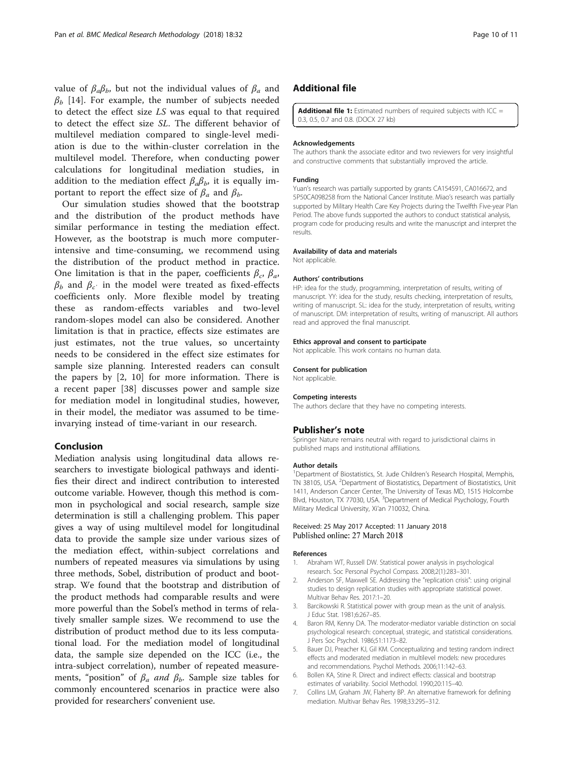value of $\beta_a\beta_b$, but not the individual values of $\beta_a$ and $\beta_b$ [14]. For example, the number of subjects needed to detect the effect size *LS* was equal to that required to detect the effect size *SL*. The different behavior of multilevel mediation compared to single-level mediation is due to the within-cluster correlation in the multilevel model. Therefore, when conducting power calculations for longitudinal mediation studies, in addition to the mediation effect $\beta_a\beta_b$, it is equally important to report the effect size of $\beta_a$ and $\beta_b$.

Our simulation studies showed that the bootstrap and the distribution of the product methods have similar performance in testing the mediation effect. However, as the bootstrap is much more computer-intensive and time-consuming, we recommend using the distribution of the product method in practice. One limitation is that in the paper, coefficients $\beta_c$, $\beta_a$, $\beta_b$ and $\beta_{c'}$ in the model were treated as fixed-effects coefficients only. More flexible model by treating these as random-effects variables and two-level random-slopes model can also be considered. Another limitation is that in practice, effects size estimates are just estimates, not the true values, so uncertainty needs to be considered in the effect size estimates for sample size planning. Interested readers can consult the papers by [2, 10] for more information. There is a recent paper [38] discusses power and sample size for mediation model in longitudinal studies, however, in their model, the mediator was assumed to be time-invaryING instead of time-variant in our research.

## Conclusion

Mediation analysis using longitudinal data allows researchers to investigate biological pathways and identifies their direct and indirect contribution to interested outcome variable. However, though this method is common in psychological and social research, sample size determination is still a challenging problem. This paper gives a way of using multilevel model for longitudinal data to provide the sample size under various sizes of the mediation effect, within-subject correlations and numbers of repeated measures via simulations by using three methods, Sobel, distribution of product and bootstrap. We found that the bootstrap and distribution of the product methods had comparable results and were more powerful than the Sobel's method in terms of relatively smaller sample sizes. We recommend to use the distribution of product method due to its less computational load. For the mediation model of longitudinal data, the sample size depended on the ICC (i.e., the intra-subject correlation), number of repeated measurements, "position" of $\beta_a$ *and* $\beta_b$. Sample size tables for commonly encountered scenarios in practice were also provided for researchers' convenient use.

## Additional file

**Additional file 1:** Estimated numbers of required subjects with ICC = 0.3, 0.5, 0.7 and 0.8. (DOCX 27 kb)

#### Acknowledgements

The authors thank the associate editor and two reviewers for very insightful and constructive comments that substantially improved the article.

#### Funding

Yuan's research was partially supported by grants CA154591, CA016672, and 5P50CA098258 from the National Cancer Institute. Miao's research was partially supported by Military Health Care Key Projects during the Twelfth Five-year Plan Period. The above funds supported the authors to conduct statistical analysis, program code for producing results and write the manuscript and interpret the results.

#### Availability of data and materials

Not applicable.

#### Authors' contributions

HP: idea for the study, programming, interpretation of results, writing of manuscript. YY: idea for the study, results checking, interpretation of results, writing of manuscript. SL: idea for the study, interpretation of results, writing of manuscript. DM: interpretation of results, writing of manuscript. All authors read and approved the final manuscript.

#### Ethics approval and consent to participate

Not applicable. This work contains no human data.

#### Consent for publication

Not applicable.

#### Competing interests

The authors declare that they have no competing interests.

## Publisher's note

Springer Nature remains neutral with regard to jurisdictional claims in published maps and institutional affiliations.

#### Author details

[1]Department of Biostatistics, St. Jude Children's Research Hospital, Memphis, TN 38105, USA. [2]Department of Biostatistics, Department of Biostatistics, Unit 1411, Anderson Cancer Center, The University of Texas MD, 1515 Holcombe Blvd, Houston, TX 77030, USA. [3]Department of Medical Psychology, Fourth Military Medical University, Xi'an 710032, China.

Received: 25 May 2017 Accepted: 11 January 2018
Published online: 27 March 2018

#### References

1. Abraham WT, Russell DW. Statistical power analysis in psychological research. Soc Personal Psychol Compass. 2008;2(1):283–301.
2. Anderson SF, Maxwell SE. Addressing the "replication crisis": using original studies to design replication studies with appropriate statistical power. Multivar Behav Res. 2017:1–20.
3. Barcikowski R. Statistical power with group mean as the unit of analysis. J Educ Stat. 1981;6:267–85.
4. Baron RM, Kenny DA. The moderator-mediator variable distinction on social psychological research: conceptual, strategic, and statistical considerations. J Pers Soc Psychol. 1986;51:1173–82.
5. Bauer DJ, Preacher KJ, Gil KM. Conceptualizing and testing random indirect effects and moderated mediation in multilevel models: new procedures and recommendations. Psychol Methods. 2006;11:142–63.
6. Bollen KA, Stine R. Direct and indirect effects: classical and bootstrap estimates of variability. Sociol Methodol. 1990;20:115–40.
7. Collins LM, Graham JW, Flaherty BP. An alternative framework for defining mediation. Multivar Behav Res. 1998;33:295–312.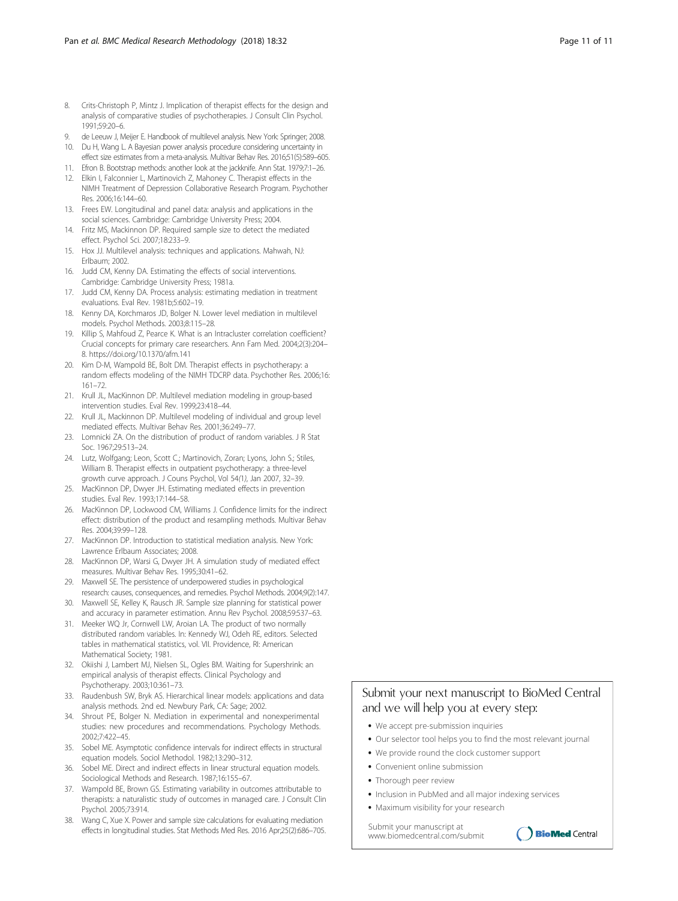8. Crits-Christoph P, Mintz J. Implication of therapist effects for the design and analysis of comparative studies of psychotherapies. J Consult Clin Psychol. 1991;59:20–6.
9. de Leeuw J, Meijer E. Handbook of multilevel analysis. New York: Springer; 2008.
10. Du H, Wang L. A Bayesian power analysis procedure considering uncertainty in effect size estimates from a meta-analysis. Multivar Behav Res. 2016;51(5):589–605.
11. Efron B. Bootstrap methods: another look at the jackknife. Ann Stat. 1979;7:1–26.
12. Elkin I, Falconnier L, Martinovich Z, Mahoney C. Therapist effects in the NIMH Treatment of Depression Collaborative Research Program. Psychother Res. 2006;16:144–60.
13. Frees EW. Longitudinal and panel data: analysis and applications in the social sciences. Cambridge: Cambridge University Press; 2004.
14. Fritz MS, Mackinnon DP. Required sample size to detect the mediated effect. Psychol Sci. 2007;18:233–9.
15. Hox JJ. Multilevel analysis: techniques and applications. Mahwah, NJ: Erlbaum; 2002.
16. Judd CM, Kenny DA. Estimating the effects of social interventions. Cambridge: Cambridge University Press; 1981a.
17. Judd CM, Kenny DA. Process analysis: estimating mediation in treatment evaluations. Eval Rev. 1981b;5:602–19.
18. Kenny DA, Korchmaros JD, Bolger N. Lower level mediation in multilevel models. Psychol Methods. 2003;8:115–28.
19. Killip S, Mahfoud Z, Pearce K. What is an Intracluster correlation coefficient? Crucial concepts for primary care researchers. Ann Fam Med. 2004;2(3):204–8. https://doi.org/10.1370/afm.141
20. Kim D-M, Wampold BE, Bolt DM. Therapist effects in psychotherapy: a random effects modeling of the NIMH TDCRP data. Psychother Res. 2006;16:161–72.
21. Krull JL, MacKinnon DP. Multilevel mediation modeling in group-based intervention studies. Eval Rev. 1999;23:418–44.
22. Krull JL, Mackinnon DP. Multilevel modeling of individual and group level mediated effects. Multivar Behav Res. 2001;36:249–77.
23. Lomnicki ZA. On the distribution of product of random variables. J R Stat Soc. 1967;29:513–24.
24. Lutz, Wolfgang; Leon, Scott C.; Martinovich, Zoran; Lyons, John S.; Stiles, William B. Therapist effects in outpatient psychotherapy: a three-level growth curve approach. J Couns Psychol, Vol 54(1), Jan 2007, 32–39.
25. MacKinnon DP, Dwyer JH. Estimating mediated effects in prevention studies. Eval Rev. 1993;17:144–58.
26. MacKinnon DP, Lockwood CM, Williams J. Confidence limits for the indirect effect: distribution of the product and resampling methods. Multivar Behav Res. 2004;39:99–128.
27. MacKinnon DP. Introduction to statistical mediation analysis. New York: Lawrence Erlbaum Associates; 2008.
28. MacKinnon DP, Warsi G, Dwyer JH. A simulation study of mediated effect measures. Multivar Behav Res. 1995;30:41–62.
29. Maxwell SE. The persistence of underpowered studies in psychological research: causes, consequences, and remedies. Psychol Methods. 2004;9(2):147.
30. Maxwell SE, Kelley K, Rausch JR. Sample size planning for statistical power and accuracy in parameter estimation. Annu Rev Psychol. 2008;59:537–63.
31. Meeker WQ Jr, Cornwell LW, Aroian LA. The product of two normally distributed random variables. In: Kennedy WJ, Odeh RE, editors. Selected tables in mathematical statistics, vol. VII. Providence, RI: American Mathematical Society; 1981.
32. Okiishi J, Lambert MJ, Nielsen SL, Ogles BM. Waiting for Supershrink: an empirical analysis of therapist effects. Clinical Psychology and Psychotherapy. 2003;10:361–73.
33. Raudenbush SW, Bryk AS. Hierarchical linear models: applications and data analysis methods. 2nd ed. Newbury Park, CA: Sage; 2002.
34. Shrout PE, Bolger N. Mediation in experimental and nonexperimental studies: new procedures and recommendations. Psychology Methods. 2002;7:422–45.
35. Sobel ME. Asymptotic confidence intervals for indirect effects in structural equation models. Sociol Methodol. 1982;13:290–312.
36. Sobel ME. Direct and indirect effects in linear structural equation models. Sociological Methods and Research. 1987;16:155–67.
37. Wampold BE, Brown GS. Estimating variability in outcomes attributable to therapists: a naturalistic study of outcomes in managed care. J Consult Clin Psychol. 2005;73:914.
38. Wang C, Xue X. Power and sample size calculations for evaluating mediation effects in longitudinal studies. Stat Methods Med Res. 2016 Apr;25(2):686–705.

Submit your next manuscript to BioMed Central and we will help you at every step:

- We accept pre-submission inquiries
- Our selector tool helps you to find the most relevant journal
- We provide round the clock customer support
- Convenient online submission
- Thorough peer review
- Inclusion in PubMed and all major indexing services
- Maximum visibility for your research

Submit your manuscript at www.biomedcentral.com/submit

BioMed Central